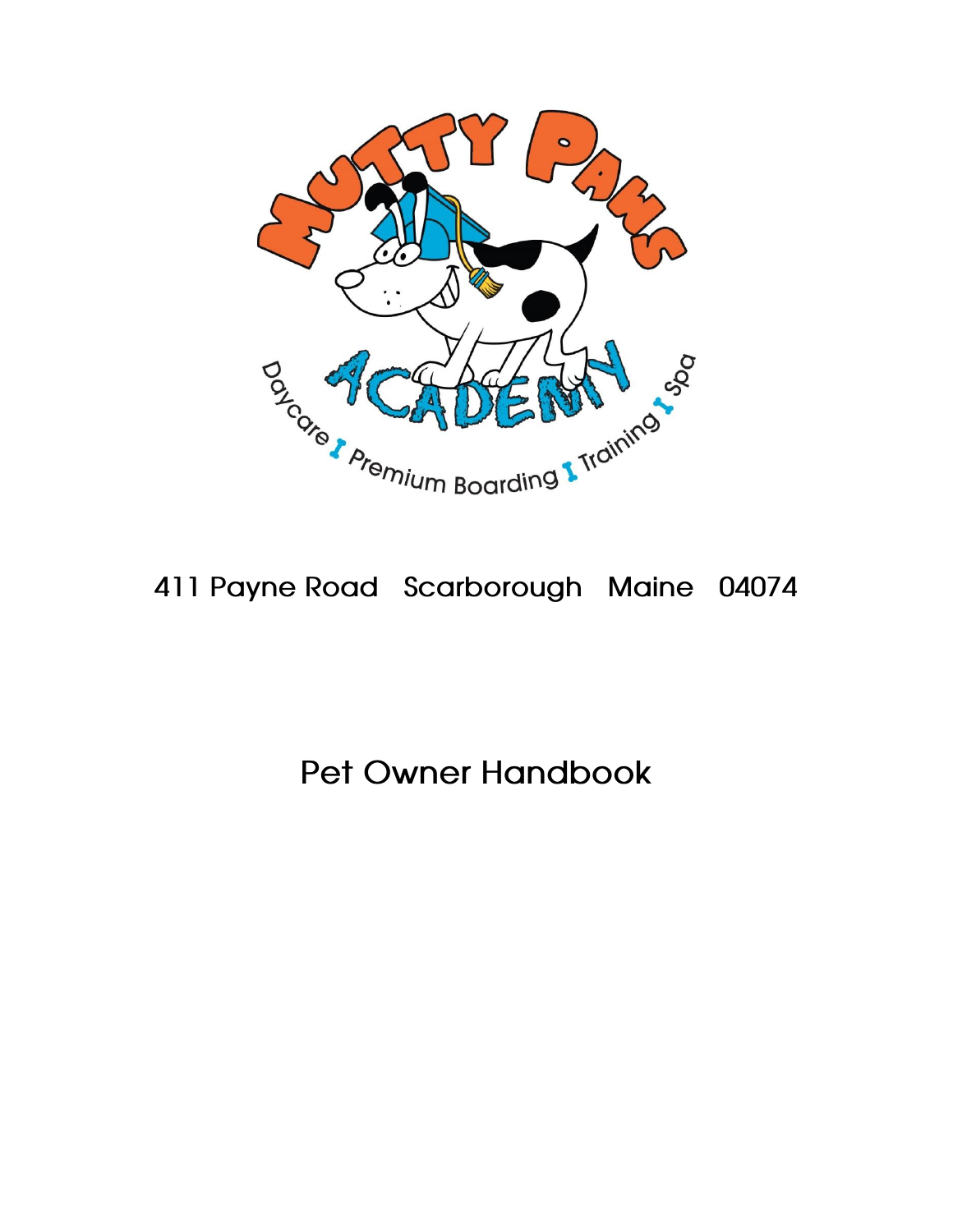MUTTY PAWS ACADEMY

Daycare | Premium Boarding | Training | Spa

411 Payne Road Scarborough Maine 04074

# Pet Owner Handbook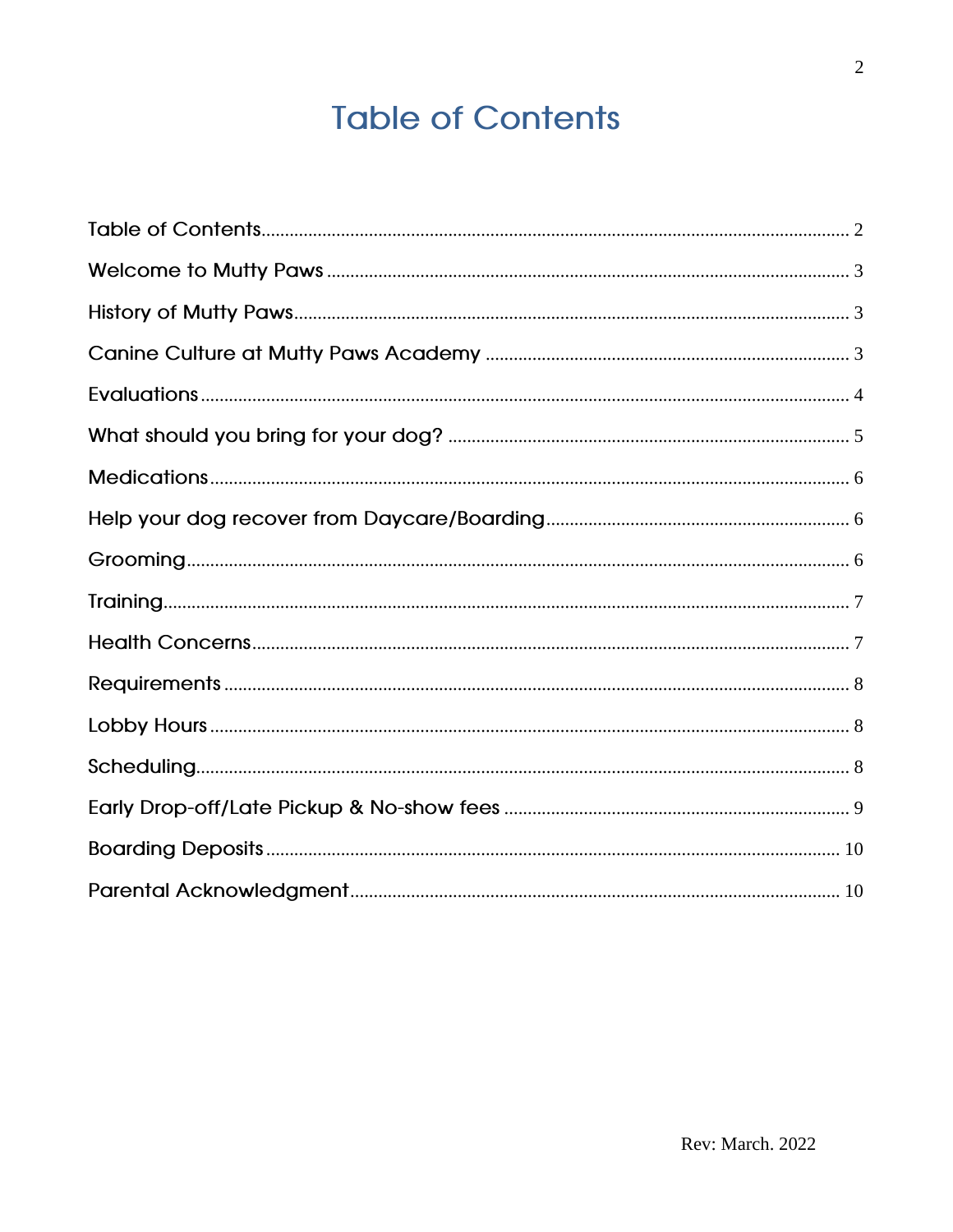# Table of Contents

| | |
|---|---|
| Table of Contents | 2 |
| Welcome to Mutty Paws | 3 |
| History of Mutty Paws | 3 |
| Canine Culture at Mutty Paws Academy | 3 |
| Evaluations | 4 |
| What should you bring for your dog? | 5 |
| Medications | 6 |
| Help your dog recover from Daycare/Boarding | 6 |
| Grooming | 6 |
| Training | 7 |
| Health Concerns | 7 |
| Requirements | 8 |
| Lobby Hours | 8 |
| Scheduling | 8 |
| Early Drop-off/Late Pickup & No-show fees | 9 |
| Boarding Deposits | 10 |
| Parental Acknowledgment | 10 |

Rev: March. 2022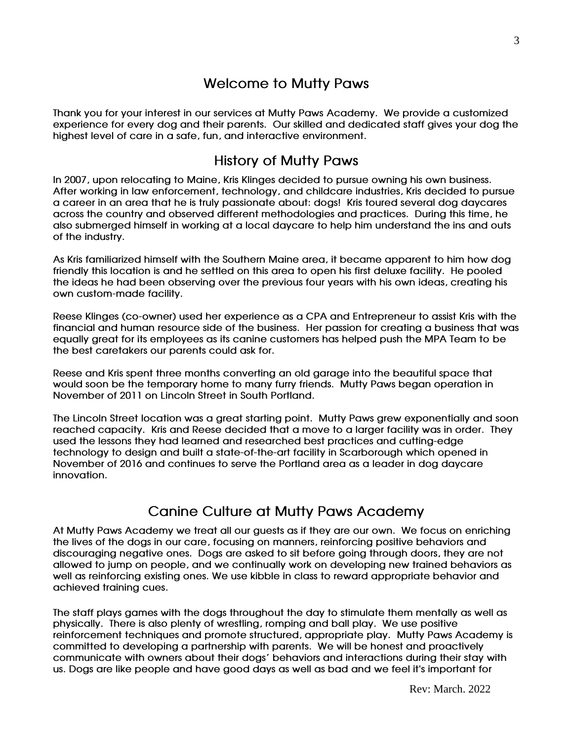## Welcome to Mutty Paws

Thank you for your interest in our services at Mutty Paws Academy. We provide a customized experience for every dog and their parents. Our skilled and dedicated staff gives your dog the highest level of care in a safe, fun, and interactive environment.

## History of Mutty Paws

In 2007, upon relocating to Maine, Kris Klinges decided to pursue owning his own business. After working in law enforcement, technology, and childcare industries, Kris decided to pursue a career in an area that he is truly passionate about: dogs! Kris toured several dog daycares across the country and observed different methodologies and practices. During this time, he also submerged himself in working at a local daycare to help him understand the ins and outs of the industry.

As Kris familiarized himself with the Southern Maine area, it became apparent to him how dog friendly this location is and he settled on this area to open his first deluxe facility. He pooled the ideas he had been observing over the previous four years with his own ideas, creating his own custom-made facility.

Reese Klinges (co-owner) used her experience as a CPA and Entrepreneur to assist Kris with the financial and human resource side of the business. Her passion for creating a business that was equally great for its employees as its canine customers has helped push the MPA Team to be the best caretakers our parents could ask for.

Reese and Kris spent three months converting an old garage into the beautiful space that would soon be the temporary home to many furry friends. Mutty Paws began operation in November of 2011 on Lincoln Street in South Portland.

The Lincoln Street location was a great starting point. Mutty Paws grew exponentially and soon reached capacity. Kris and Reese decided that a move to a larger facility was in order. They used the lessons they had learned and researched best practices and cutting-edge technology to design and built a state-of-the-art facility in Scarborough which opened in November of 2016 and continues to serve the Portland area as a leader in dog daycare innovation.

## Canine Culture at Mutty Paws Academy

At Mutty Paws Academy we treat all our guests as if they are our own. We focus on enriching the lives of the dogs in our care, focusing on manners, reinforcing positive behaviors and discouraging negative ones. Dogs are asked to sit before going through doors, they are not allowed to jump on people, and we continually work on developing new trained behaviors as well as reinforcing existing ones. We use kibble in class to reward appropriate behavior and achieved training cues.

The staff plays games with the dogs throughout the day to stimulate them mentally as well as physically. There is also plenty of wrestling, romping and ball play. We use positive reinforcement techniques and promote structured, appropriate play. Mutty Paws Academy is committed to developing a partnership with parents. We will be honest and proactively communicate with owners about their dogs' behaviors and interactions during their stay with us. Dogs are like people and have good days as well as bad and we feel it's important for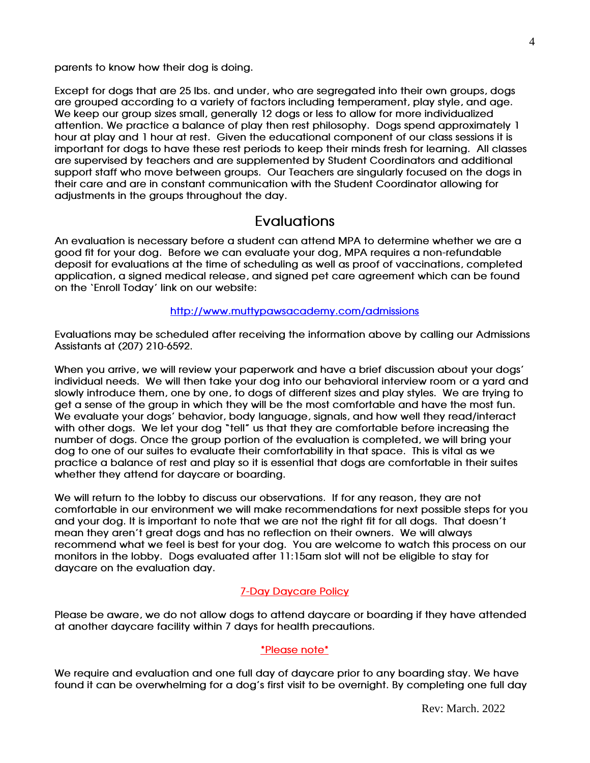parents to know how their dog is doing.

Except for dogs that are 25 lbs. and under, who are segregated into their own groups, dogs are grouped according to a variety of factors including temperament, play style, and age. We keep our group sizes small, generally 12 dogs or less to allow for more individualized attention. We practice a balance of play then rest philosophy. Dogs spend approximately 1 hour at play and 1 hour at rest. Given the educational component of our class sessions it is important for dogs to have these rest periods to keep their minds fresh for learning. All classes are supervised by teachers and are supplemented by Student Coordinators and additional support staff who move between groups. Our Teachers are singularly focused on the dogs in their care and are in constant communication with the Student Coordinator allowing for adjustments in the groups throughout the day.

## Evaluations

An evaluation is necessary before a student can attend MPA to determine whether we are a good fit for your dog. Before we can evaluate your dog, MPA requires a non-refundable deposit for evaluations at the time of scheduling as well as proof of vaccinations, completed application, a signed medical release, and signed pet care agreement which can be found on the 'Enroll Today' link on our website:

[http://www.muttypawsacademy.com/admissions](http://www.muttypawsacademy.com/admissions)

Evaluations may be scheduled after receiving the information above by calling our Admissions Assistants at (207) 210-6592.

When you arrive, we will review your paperwork and have a brief discussion about your dogs' individual needs. We will then take your dog into our behavioral interview room or a yard and slowly introduce them, one by one, to dogs of different sizes and play styles. We are trying to get a sense of the group in which they will be the most comfortable and have the most fun. We evaluate your dogs' behavior, body language, signals, and how well they read/interact with other dogs. We let your dog "tell" us that they are comfortable before increasing the number of dogs. Once the group portion of the evaluation is completed, we will bring your dog to one of our suites to evaluate their comfortability in that space. This is vital as we practice a balance of rest and play so it is essential that dogs are comfortable in their suites whether they attend for daycare or boarding.

We will return to the lobby to discuss our observations. If for any reason, they are not comfortable in our environment we will make recommendations for next possible steps for you and your dog. It is important to note that we are not the right fit for all dogs. That doesn't mean they aren't great dogs and has no reflection on their owners. We will always recommend what we feel is best for your dog. You are welcome to watch this process on our monitors in the lobby. Dogs evaluated after 11:15am slot will not be eligible to stay for daycare on the evaluation day.

7-Day Daycare Policy

Please be aware, we do not allow dogs to attend daycare or boarding if they have attended at another daycare facility within 7 days for health precautions.

*Please note*

We require and evaluation and one full day of daycare prior to any boarding stay. We have found it can be overwhelming for a dog's first visit to be overnight. By completing one full day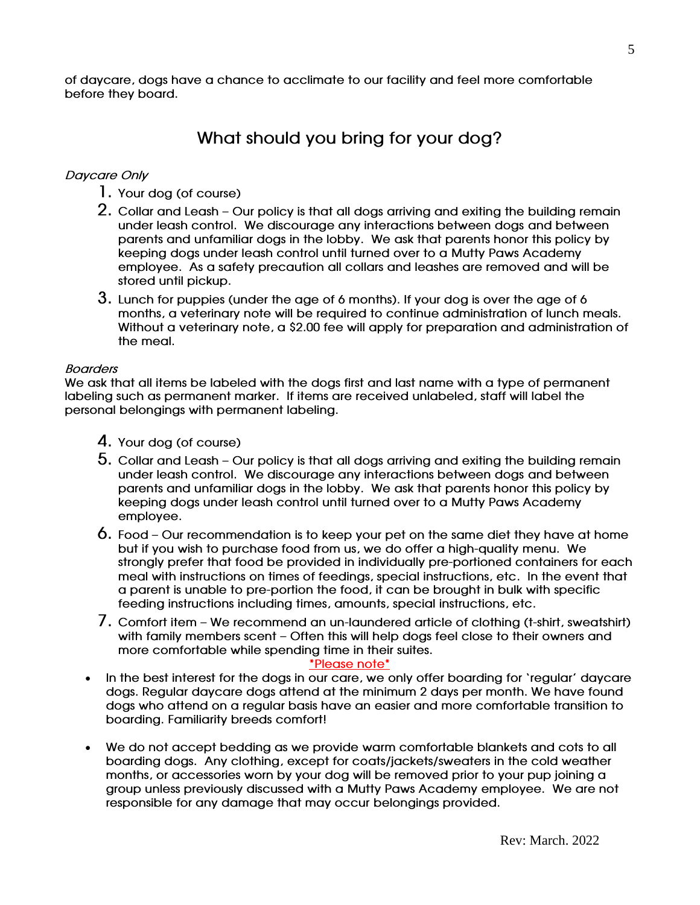of daycare, dogs have a chance to acclimate to our facility and feel more comfortable before they board.

## What should you bring for your dog?

*Daycare Only*

1. Your dog (of course)
2. Collar and Leash – Our policy is that all dogs arriving and exiting the building remain under leash control. We discourage any interactions between dogs and between parents and unfamiliar dogs in the lobby. We ask that parents honor this policy by keeping dogs under leash control until turned over to a Mutty Paws Academy employee. As a safety precaution all collars and leashes are removed and will be stored until pickup.
3. Lunch for puppies (under the age of 6 months). If your dog is over the age of 6 months, a veterinary note will be required to continue administration of lunch meals. Without a veterinary note, a $2.00 fee will apply for preparation and administration of the meal.

*Boarders*

We ask that all items be labeled with the dogs first and last name with a type of permanent labeling such as permanent marker. If items are received unlabeled, staff will label the personal belongings with permanent labeling.

4. Your dog (of course)
5. Collar and Leash – Our policy is that all dogs arriving and exiting the building remain under leash control. We discourage any interactions between dogs and between parents and unfamiliar dogs in the lobby. We ask that parents honor this policy by keeping dogs under leash control until turned over to a Mutty Paws Academy employee.
6. Food – Our recommendation is to keep your pet on the same diet they have at home but if you wish to purchase food from us, we do offer a high-quality menu. We strongly prefer that food be provided in individually pre-portioned containers for each meal with instructions on times of feedings, special instructions, etc. In the event that a parent is unable to pre-portion the food, it can be brought in bulk with specific feeding instructions including times, amounts, special instructions, etc.
7. Comfort item – We recommend an un-laundered article of clothing (t-shirt, sweatshirt) with family members scent – Often this will help dogs feel close to their owners and more comfortable while spending time in their suites.

*Please note*

- In the best interest for the dogs in our care, we only offer boarding for 'regular' daycare dogs. Regular daycare dogs attend at the minimum 2 days per month. We have found dogs who attend on a regular basis have an easier and more comfortable transition to boarding. Familiarity breeds comfort!

- We do not accept bedding as we provide warm comfortable blankets and cots to all boarding dogs. Any clothing, except for coats/jackets/sweaters in the cold weather months, or accessories worn by your dog will be removed prior to your pup joining a group unless previously discussed with a Mutty Paws Academy employee. We are not responsible for any damage that may occur belongings provided.

Rev: March. 2022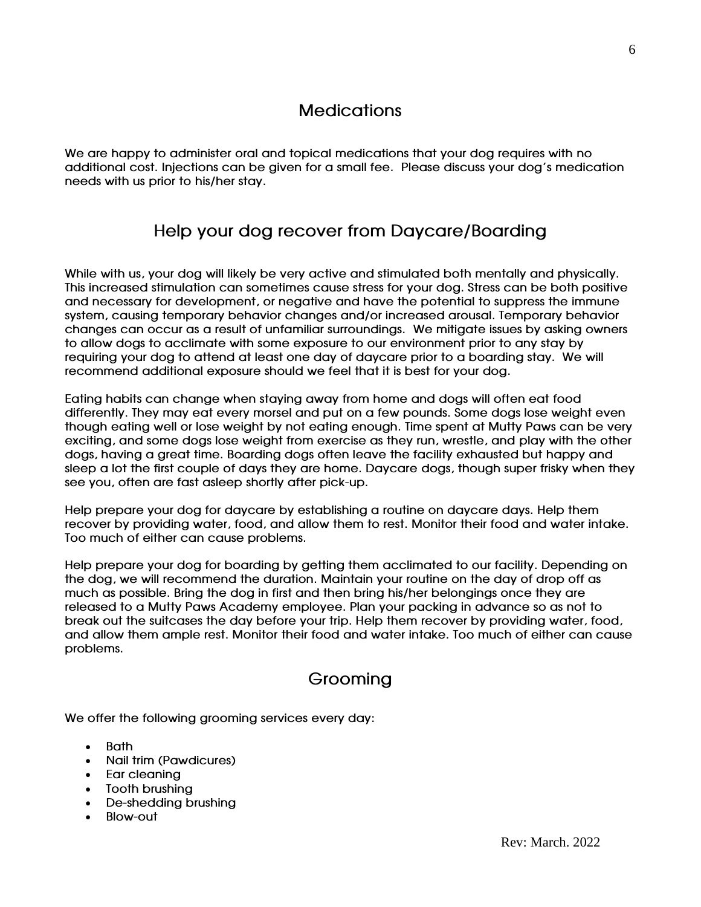## Medications

We are happy to administer oral and topical medications that your dog requires with no additional cost. Injections can be given for a small fee. Please discuss your dog's medication needs with us prior to his/her stay.

## Help your dog recover from Daycare/Boarding

While with us, your dog will likely be very active and stimulated both mentally and physically. This increased stimulation can sometimes cause stress for your dog. Stress can be both positive and necessary for development, or negative and have the potential to suppress the immune system, causing temporary behavior changes and/or increased arousal. Temporary behavior changes can occur as a result of unfamiliar surroundings. We mitigate issues by asking owners to allow dogs to acclimate with some exposure to our environment prior to any stay by requiring your dog to attend at least one day of daycare prior to a boarding stay. We will recommend additional exposure should we feel that it is best for your dog.

Eating habits can change when staying away from home and dogs will often eat food differently. They may eat every morsel and put on a few pounds. Some dogs lose weight even though eating well or lose weight by not eating enough. Time spent at Mutty Paws can be very exciting, and some dogs lose weight from exercise as they run, wrestle, and play with the other dogs, having a great time. Boarding dogs often leave the facility exhausted but happy and sleep a lot the first couple of days they are home. Daycare dogs, though super frisky when they see you, often are fast asleep shortly after pick-up.

Help prepare your dog for daycare by establishing a routine on daycare days. Help them recover by providing water, food, and allow them to rest. Monitor their food and water intake. Too much of either can cause problems.

Help prepare your dog for boarding by getting them acclimated to our facility. Depending on the dog, we will recommend the duration. Maintain your routine on the day of drop off as much as possible. Bring the dog in first and then bring his/her belongings once they are released to a Mutty Paws Academy employee. Plan your packing in advance so as not to break out the suitcases the day before your trip. Help them recover by providing water, food, and allow them ample rest. Monitor their food and water intake. Too much of either can cause problems.

## Grooming

We offer the following grooming services every day:

- Bath
- Nail trim (Pawdicures)
- Ear cleaning
- Tooth brushing
- De-shedding brushing
- Blow-out

Rev: March. 2022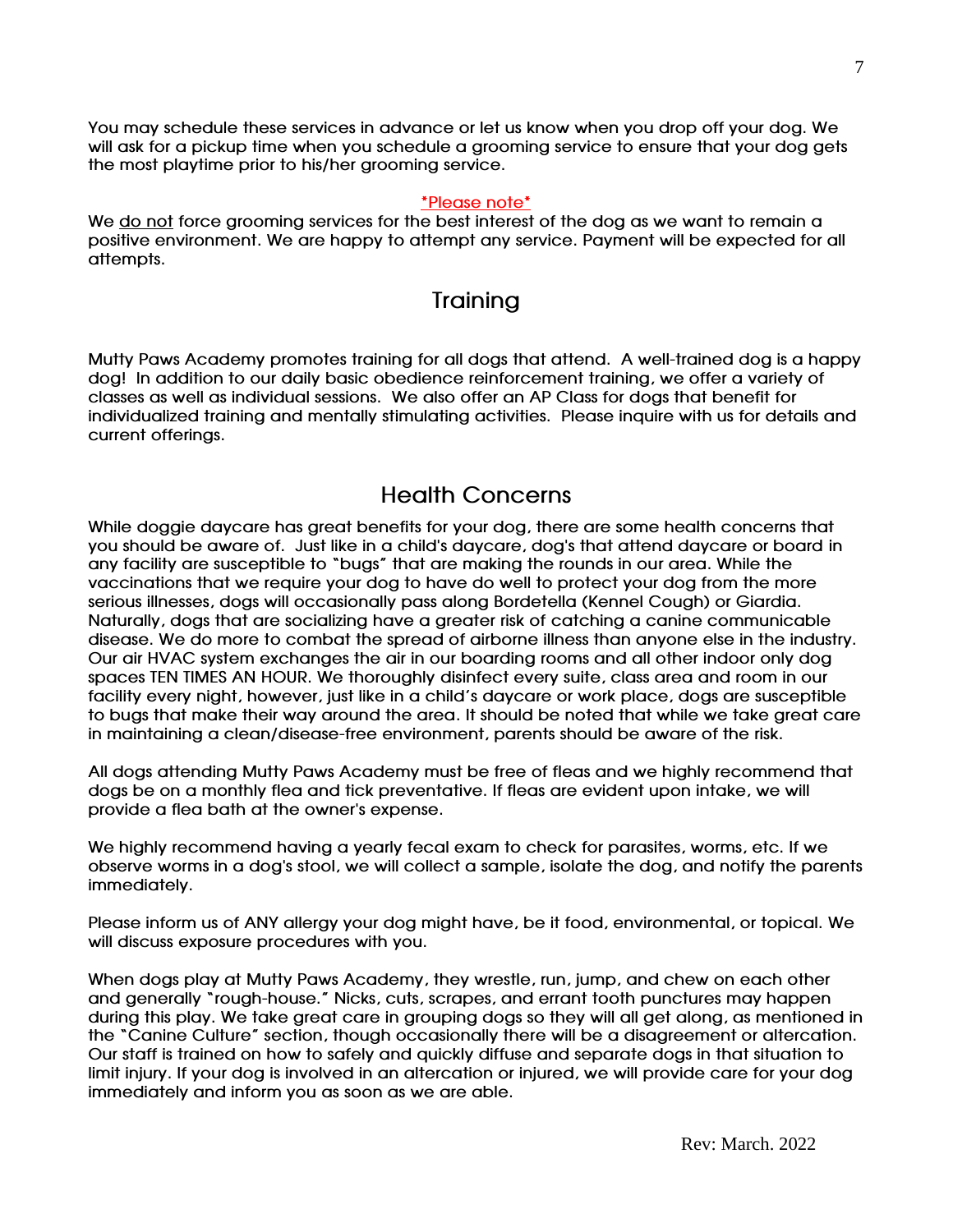You may schedule these services in advance or let us know when you drop off your dog. We will ask for a pickup time when you schedule a grooming service to ensure that your dog gets the most playtime prior to his/her grooming service.

*Please note*

We do not force grooming services for the best interest of the dog as we want to remain a positive environment. We are happy to attempt any service. Payment will be expected for all attempts.

## Training

Mutty Paws Academy promotes training for all dogs that attend. A well-trained dog is a happy dog! In addition to our daily basic obedience reinforcement training, we offer a variety of classes as well as individual sessions. We also offer an AP Class for dogs that benefit for individualized training and mentally stimulating activities. Please inquire with us for details and current offerings.

## Health Concerns

While doggie daycare has great benefits for your dog, there are some health concerns that you should be aware of. Just like in a child's daycare, dog's that attend daycare or board in any facility are susceptible to "bugs" that are making the rounds in our area. While the vaccinations that we require your dog to have do well to protect your dog from the more serious illnesses, dogs will occasionally pass along Bordetella (Kennel Cough) or Giardia. Naturally, dogs that are socializing have a greater risk of catching a canine communicable disease. We do more to combat the spread of airborne illness than anyone else in the industry. Our air HVAC system exchanges the air in our boarding rooms and all other indoor only dog spaces TEN TIMES AN HOUR. We thoroughly disinfect every suite, class area and room in our facility every night, however, just like in a child's daycare or work place, dogs are susceptible to bugs that make their way around the area. It should be noted that while we take great care in maintaining a clean/disease-free environment, parents should be aware of the risk.

All dogs attending Mutty Paws Academy must be free of fleas and we highly recommend that dogs be on a monthly flea and tick preventative. If fleas are evident upon intake, we will provide a flea bath at the owner's expense.

We highly recommend having a yearly fecal exam to check for parasites, worms, etc. If we observe worms in a dog's stool, we will collect a sample, isolate the dog, and notify the parents immediately.

Please inform us of ANY allergy your dog might have, be it food, environmental, or topical. We will discuss exposure procedures with you.

When dogs play at Mutty Paws Academy, they wrestle, run, jump, and chew on each other and generally "rough-house." Nicks, cuts, scrapes, and errant tooth punctures may happen during this play. We take great care in grouping dogs so they will all get along, as mentioned in the "Canine Culture" section, though occasionally there will be a disagreement or altercation. Our staff is trained on how to safely and quickly diffuse and separate dogs in that situation to limit injury. If your dog is involved in an altercation or injured, we will provide care for your dog immediately and inform you as soon as we are able.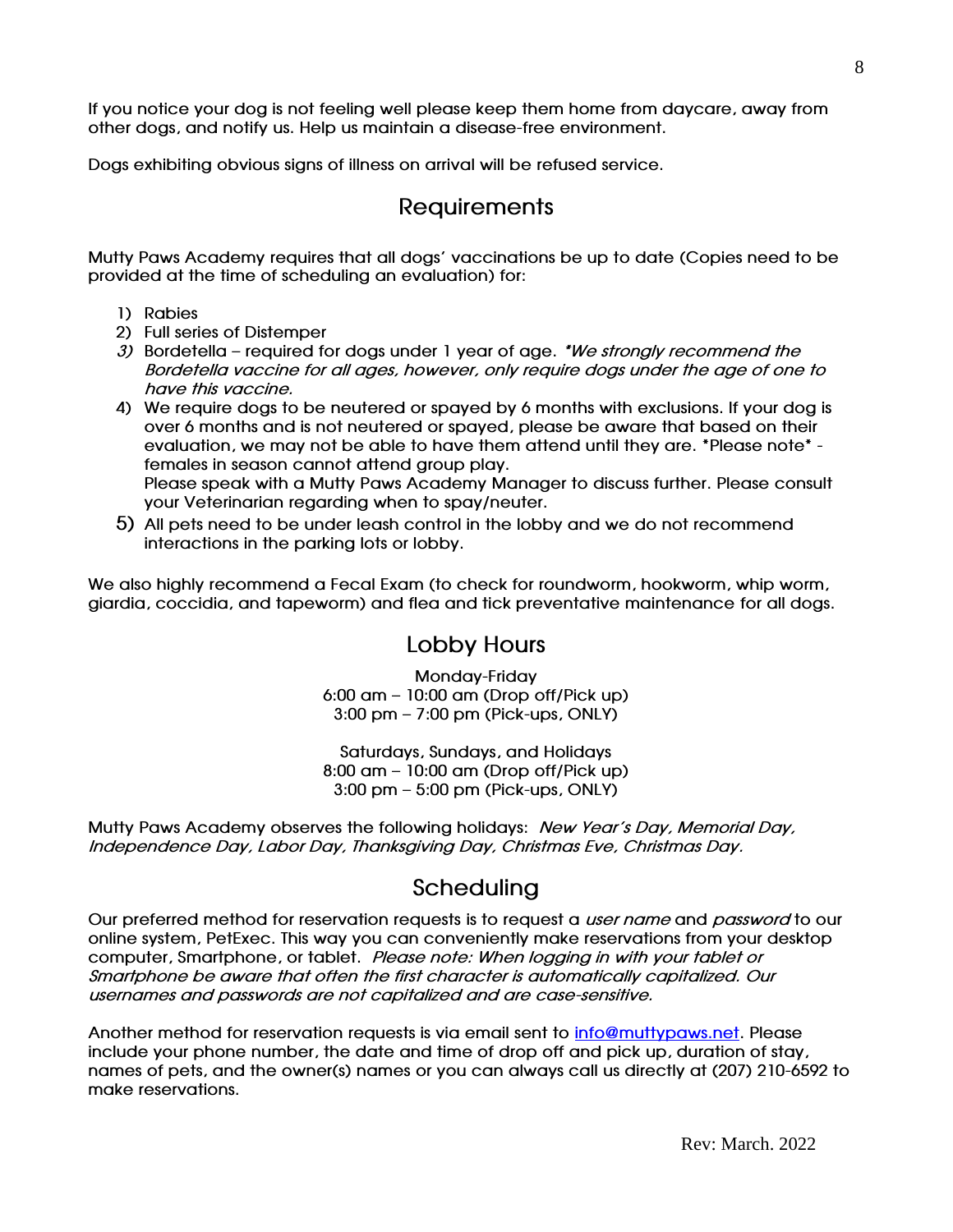If you notice your dog is not feeling well please keep them home from daycare, away from other dogs, and notify us. Help us maintain a disease-free environment.

Dogs exhibiting obvious signs of illness on arrival will be refused service.

## Requirements

Mutty Paws Academy requires that all dogs' vaccinations be up to date (Copies need to be provided at the time of scheduling an evaluation) for:

1) Rabies
2) Full series of Distemper
3) Bordetella – required for dogs under 1 year of age. *\*We strongly recommend the Bordetella vaccine for all ages, however, only require dogs under the age of one to have this vaccine.*
4) We require dogs to be neutered or spayed by 6 months with exclusions. If your dog is over 6 months and is not neutered or spayed, please be aware that based on their evaluation, we may not be able to have them attend until they are. \*Please note\* - females in season cannot attend group play.
   Please speak with a Mutty Paws Academy Manager to discuss further. Please consult your Veterinarian regarding when to spay/neuter.
5) All pets need to be under leash control in the lobby and we do not recommend interactions in the parking lots or lobby.

We also highly recommend a Fecal Exam (to check for roundworm, hookworm, whip worm, giardia, coccidia, and tapeworm) and flea and tick preventative maintenance for all dogs.

## Lobby Hours

Monday-Friday
6:00 am – 10:00 am (Drop off/Pick up)
3:00 pm – 7:00 pm (Pick-ups, ONLY)

Saturdays, Sundays, and Holidays
8:00 am – 10:00 am (Drop off/Pick up)
3:00 pm – 5:00 pm (Pick-ups, ONLY)

Mutty Paws Academy observes the following holidays: *New Year's Day, Memorial Day, Independence Day, Labor Day, Thanksgiving Day, Christmas Eve, Christmas Day.*

## Scheduling

Our preferred method for reservation requests is to request a *user name* and *password* to our online system, PetExec. This way you can conveniently make reservations from your desktop computer, Smartphone, or tablet. *Please note: When logging in with your tablet or Smartphone be aware that often the first character is automatically capitalized. Our usernames and passwords are not capitalized and are case-sensitive.*

Another method for reservation requests is via email sent to [info@muttypaws.net](mailto:info@muttypaws.net). Please include your phone number, the date and time of drop off and pick up, duration of stay, names of pets, and the owner(s) names or you can always call us directly at (207) 210-6592 to make reservations.

Rev: March. 2022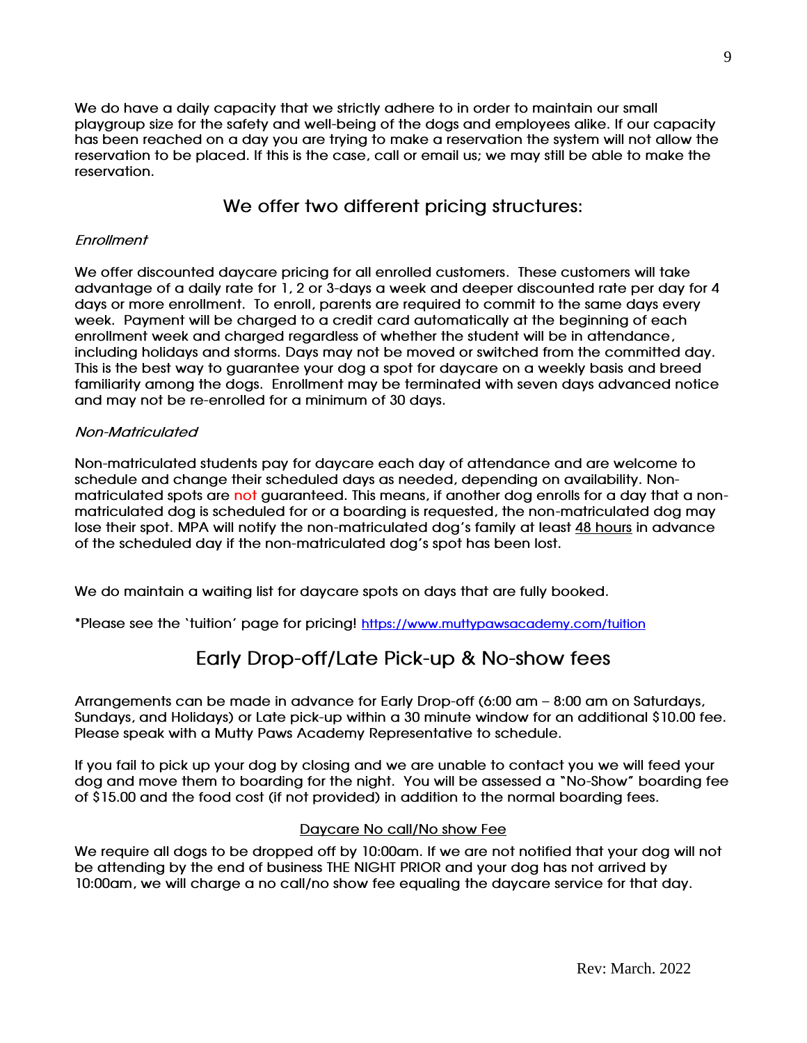We do have a daily capacity that we strictly adhere to in order to maintain our small playgroup size for the safety and well-being of the dogs and employees alike. If our capacity has been reached on a day you are trying to make a reservation the system will not allow the reservation to be placed. If this is the case, call or email us; we may still be able to make the reservation.

## We offer two different pricing structures:

*Enrollment*

We offer discounted daycare pricing for all enrolled customers. These customers will take advantage of a daily rate for 1, 2 or 3-days a week and deeper discounted rate per day for 4 days or more enrollment. To enroll, parents are required to commit to the same days every week. Payment will be charged to a credit card automatically at the beginning of each enrollment week and charged regardless of whether the student will be in attendance, including holidays and storms. Days may not be moved or switched from the committed day. This is the best way to guarantee your dog a spot for daycare on a weekly basis and breed familiarity among the dogs. Enrollment may be terminated with seven days advanced notice and may not be re-enrolled for a minimum of 30 days.

*Non-Matriculated*

Non-matriculated students pay for daycare each day of attendance and are welcome to schedule and change their scheduled days as needed, depending on availability. Non-matriculated spots are not guaranteed. This means, if another dog enrolls for a day that a non-matriculated dog is scheduled for or a boarding is requested, the non-matriculated dog may lose their spot. MPA will notify the non-matriculated dog's family at least 48 hours in advance of the scheduled day if the non-matriculated dog's spot has been lost.

We do maintain a waiting list for daycare spots on days that are fully booked.

*Please see the 'tuition' page for pricing! https://www.muttypawsacademy.com/tuition

## Early Drop-off/Late Pick-up & No-show fees

Arrangements can be made in advance for Early Drop-off (6:00 am – 8:00 am on Saturdays, Sundays, and Holidays) or Late pick-up within a 30 minute window for an additional $10.00 fee. Please speak with a Mutty Paws Academy Representative to schedule.

If you fail to pick up your dog by closing and we are unable to contact you we will feed your dog and move them to boarding for the night. You will be assessed a "No-Show" boarding fee of $15.00 and the food cost (if not provided) in addition to the normal boarding fees.

### Daycare No call/No show Fee

We require all dogs to be dropped off by 10:00am. If we are not notified that your dog will not be attending by the end of business THE NIGHT PRIOR and your dog has not arrived by 10:00am, we will charge a no call/no show fee equaling the daycare service for that day.

Rev: March. 2022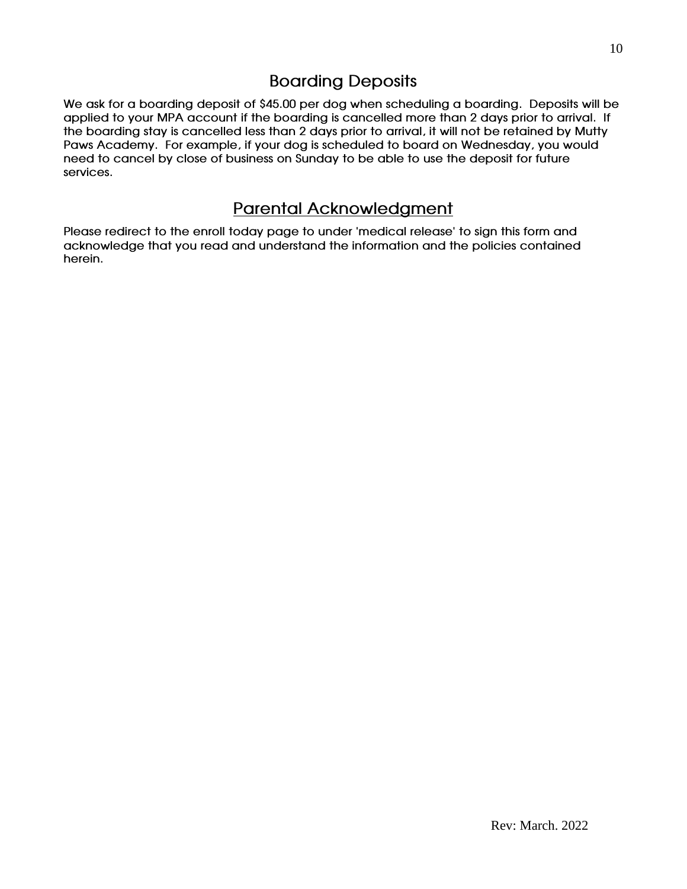## Boarding Deposits

We ask for a boarding deposit of $45.00 per dog when scheduling a boarding. Deposits will be applied to your MPA account if the boarding is cancelled more than 2 days prior to arrival. If the boarding stay is cancelled less than 2 days prior to arrival, it will not be retained by Mutty Paws Academy. For example, if your dog is scheduled to board on Wednesday, you would need to cancel by close of business on Sunday to be able to use the deposit for future services.

## Parental Acknowledgment

Please redirect to the enroll today page to under 'medical release' to sign this form and acknowledge that you read and understand the information and the policies contained herein.

Rev: March. 2022